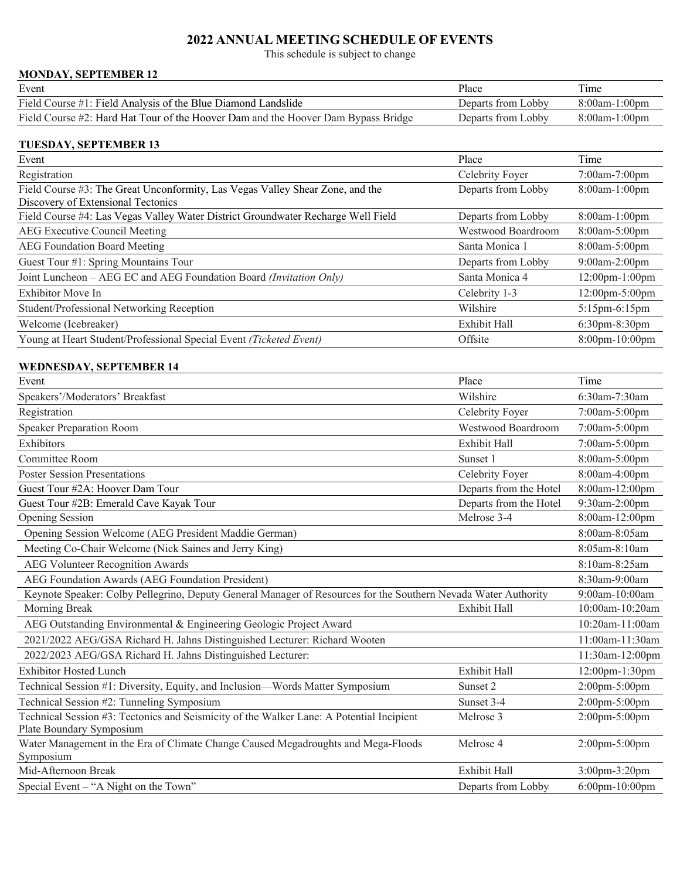# 2022 ANNUAL MEETING SCHEDULE OF EVENTS

This schedule is subject to change

### MONDAY, SEPTEMBER 12

| Event | Place | Time |
|---|---|---|
| Field Course #1: Field Analysis of the Blue Diamond Landslide | Departs from Lobby | 8:00am-1:00pm |
| Field Course #2: Hard Hat Tour of the Hoover Dam and the Hoover Dam Bypass Bridge | Departs from Lobby | 8:00am-1:00pm |

### TUESDAY, SEPTEMBER 13

| Event | Place | Time |
|---|---|---|
| Registration | Celebrity Foyer | 7:00am-7:00pm |
| Field Course #3: The Great Unconformity, Las Vegas Valley Shear Zone, and the Discovery of Extensional Tectonics | Departs from Lobby | 8:00am-1:00pm |
| Field Course #4: Las Vegas Valley Water District Groundwater Recharge Well Field | Departs from Lobby | 8:00am-1:00pm |
| AEG Executive Council Meeting | Westwood Boardroom | 8:00am-5:00pm |
| AEG Foundation Board Meeting | Santa Monica 1 | 8:00am-5:00pm |
| Guest Tour #1: Spring Mountains Tour | Departs from Lobby | 9:00am-2:00pm |
| Joint Luncheon – AEG EC and AEG Foundation Board *(Invitation Only)* | Santa Monica 4 | 12:00pm-1:00pm |
| Exhibitor Move In | Celebrity 1-3 | 12:00pm-5:00pm |
| Student/Professional Networking Reception | Wilshire | 5:15pm-6:15pm |
| Welcome (Icebreaker) | Exhibit Hall | 6:30pm-8:30pm |
| Young at Heart Student/Professional Special Event *(Ticketed Event)* | Offsite | 8:00pm-10:00pm |

### WEDNESDAY, SEPTEMBER 14

| Event | Place | Time |
|---|---|---|
| Speakers'/Moderators' Breakfast | Wilshire | 6:30am-7:30am |
| Registration | Celebrity Foyer | 7:00am-5:00pm |
| Speaker Preparation Room | Westwood Boardroom | 7:00am-5:00pm |
| Exhibitors | Exhibit Hall | 7:00am-5:00pm |
| Committee Room | Sunset 1 | 8:00am-5:00pm |
| Poster Session Presentations | Celebrity Foyer | 8:00am-4:00pm |
| Guest Tour #2A: Hoover Dam Tour | Departs from the Hotel | 8:00am-12:00pm |
| Guest Tour #2B: Emerald Cave Kayak Tour | Departs from the Hotel | 9:30am-2:00pm |
| Opening Session | Melrose 3-4 | 8:00am-12:00pm |
| Opening Session Welcome (AEG President Maddie German) | | 8:00am-8:05am |
| Meeting Co-Chair Welcome (Nick Saines and Jerry King) | | 8:05am-8:10am |
| AEG Volunteer Recognition Awards | | 8:10am-8:25am |
| AEG Foundation Awards (AEG Foundation President) | | 8:30am-9:00am |
| Keynote Speaker: Colby Pellegrino, Deputy General Manager of Resources for the Southern Nevada Water Authority | | 9:00am-10:00am |
| Morning Break | Exhibit Hall | 10:00am-10:20am |
| AEG Outstanding Environmental & Engineering Geologic Project Award | | 10:20am-11:00am |
| 2021/2022 AEG/GSA Richard H. Jahns Distinguished Lecturer: Richard Wooten | | 11:00am-11:30am |
| 2022/2023 AEG/GSA Richard H. Jahns Distinguished Lecturer: | | 11:30am-12:00pm |
| Exhibitor Hosted Lunch | Exhibit Hall | 12:00pm-1:30pm |
| Technical Session #1: Diversity, Equity, and Inclusion—Words Matter Symposium | Sunset 2 | 2:00pm-5:00pm |
| Technical Session #2: Tunneling Symposium | Sunset 3-4 | 2:00pm-5:00pm |
| Technical Session #3: Tectonics and Seismicity of the Walker Lane: A Potential Incipient Plate Boundary Symposium | Melrose 3 | 2:00pm-5:00pm |
| Water Management in the Era of Climate Change Caused Megadroughts and Mega-Floods Symposium | Melrose 4 | 2:00pm-5:00pm |
| Mid-Afternoon Break | Exhibit Hall | 3:00pm-3:20pm |
| Special Event – "A Night on the Town" | Departs from Lobby | 6:00pm-10:00pm |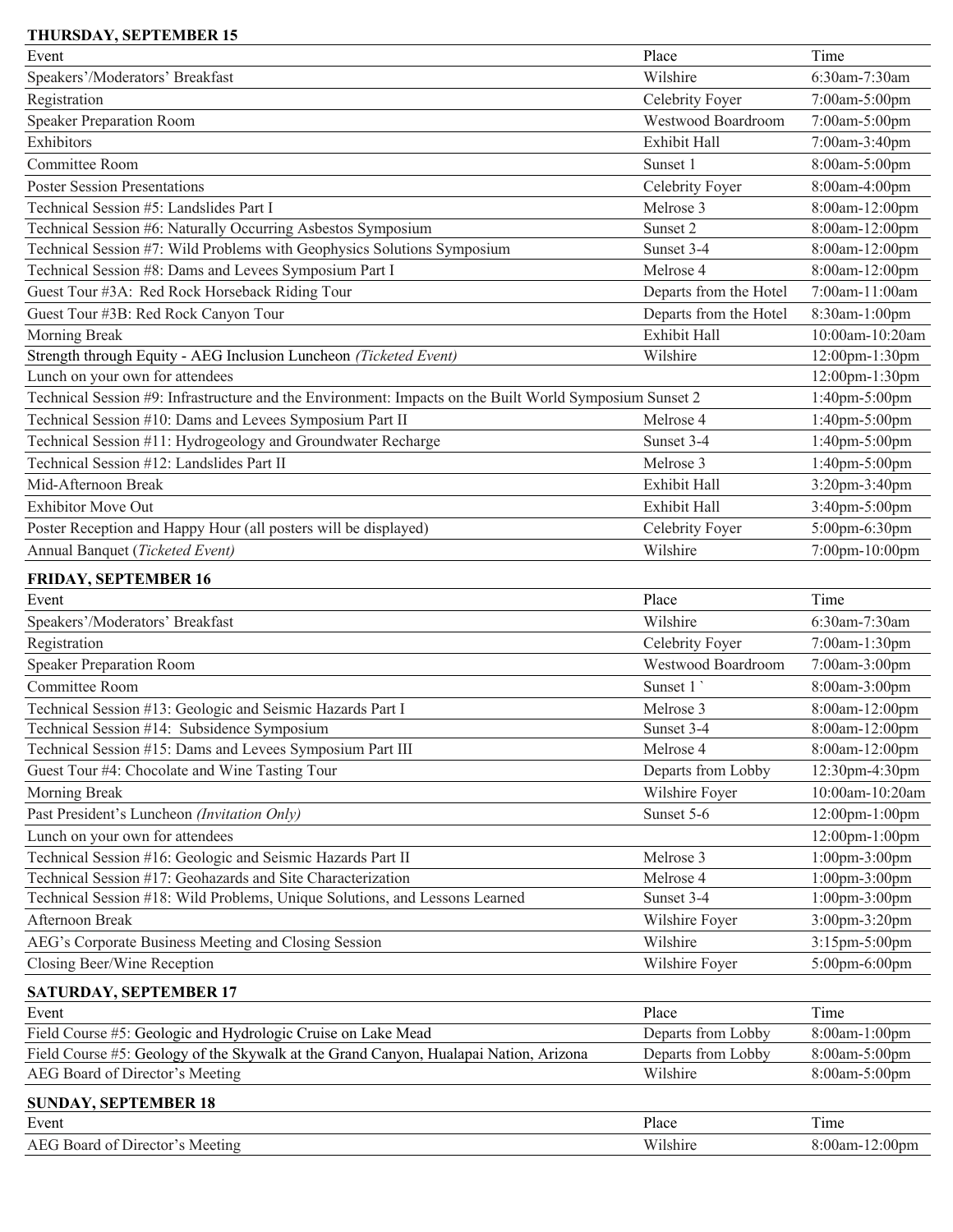**THURSDAY, SEPTEMBER 15**

| Event | Place | Time |
|---|---|---|
| Speakers'/Moderators' Breakfast | Wilshire | 6:30am-7:30am |
| Registration | Celebrity Foyer | 7:00am-5:00pm |
| Speaker Preparation Room | Westwood Boardroom | 7:00am-5:00pm |
| Exhibitors | Exhibit Hall | 7:00am-3:40pm |
| Committee Room | Sunset 1 | 8:00am-5:00pm |
| Poster Session Presentations | Celebrity Foyer | 8:00am-4:00pm |
| Technical Session #5: Landslides Part I | Melrose 3 | 8:00am-12:00pm |
| Technical Session #6: Naturally Occurring Asbestos Symposium | Sunset 2 | 8:00am-12:00pm |
| Technical Session #7: Wild Problems with Geophysics Solutions Symposium | Sunset 3-4 | 8:00am-12:00pm |
| Technical Session #8: Dams and Levees Symposium Part I | Melrose 4 | 8:00am-12:00pm |
| Guest Tour #3A: Red Rock Horseback Riding Tour | Departs from the Hotel | 7:00am-11:00am |
| Guest Tour #3B: Red Rock Canyon Tour | Departs from the Hotel | 8:30am-1:00pm |
| Morning Break | Exhibit Hall | 10:00am-10:20am |
| Strength through Equity - AEG Inclusion Luncheon *(Ticketed Event)* | Wilshire | 12:00pm-1:30pm |
| Lunch on your own for attendees | | 12:00pm-1:30pm |
| Technical Session #9: Infrastructure and the Environment: Impacts on the Built World Symposium | Sunset 2 | 1:40pm-5:00pm |
| Technical Session #10: Dams and Levees Symposium Part II | Melrose 4 | 1:40pm-5:00pm |
| Technical Session #11: Hydrogeology and Groundwater Recharge | Sunset 3-4 | 1:40pm-5:00pm |
| Technical Session #12: Landslides Part II | Melrose 3 | 1:40pm-5:00pm |
| Mid-Afternoon Break | Exhibit Hall | 3:20pm-3:40pm |
| Exhibitor Move Out | Exhibit Hall | 3:40pm-5:00pm |
| Poster Reception and Happy Hour (all posters will be displayed) | Celebrity Foyer | 5:00pm-6:30pm |
| Annual Banquet (*Ticketed Event)* | Wilshire | 7:00pm-10:00pm |

**FRIDAY, SEPTEMBER 16**

| Event | Place | Time |
|---|---|---|
| Speakers'/Moderators' Breakfast | Wilshire | 6:30am-7:30am |
| Registration | Celebrity Foyer | 7:00am-1:30pm |
| Speaker Preparation Room | Westwood Boardroom | 7:00am-3:00pm |
| Committee Room | Sunset 1 ` | 8:00am-3:00pm |
| Technical Session #13: Geologic and Seismic Hazards Part I | Melrose 3 | 8:00am-12:00pm |
| Technical Session #14: Subsidence Symposium | Sunset 3-4 | 8:00am-12:00pm |
| Technical Session #15: Dams and Levees Symposium Part III | Melrose 4 | 8:00am-12:00pm |
| Guest Tour #4: Chocolate and Wine Tasting Tour | Departs from Lobby | 12:30pm-4:30pm |
| Morning Break | Wilshire Foyer | 10:00am-10:20am |
| Past President's Luncheon *(Invitation Only)* | Sunset 5-6 | 12:00pm-1:00pm |
| Lunch on your own for attendees | | 12:00pm-1:00pm |
| Technical Session #16: Geologic and Seismic Hazards Part II | Melrose 3 | 1:00pm-3:00pm |
| Technical Session #17: Geohazards and Site Characterization | Melrose 4 | 1:00pm-3:00pm |
| Technical Session #18: Wild Problems, Unique Solutions, and Lessons Learned | Sunset 3-4 | 1:00pm-3:00pm |
| Afternoon Break | Wilshire Foyer | 3:00pm-3:20pm |
| AEG's Corporate Business Meeting and Closing Session | Wilshire | 3:15pm-5:00pm |
| Closing Beer/Wine Reception | Wilshire Foyer | 5:00pm-6:00pm |

**SATURDAY, SEPTEMBER 17**

| Event | Place | Time |
|---|---|---|
| Field Course #5: Geologic and Hydrologic Cruise on Lake Mead | Departs from Lobby | 8:00am-1:00pm |
| Field Course #5: Geology of the Skywalk at the Grand Canyon, Hualapai Nation, Arizona | Departs from Lobby | 8:00am-5:00pm |
| AEG Board of Director's Meeting | Wilshire | 8:00am-5:00pm |

**SUNDAY, SEPTEMBER 18**

| Event | Place | Time |
|---|---|---|
| AEG Board of Director's Meeting | Wilshire | 8:00am-12:00pm |